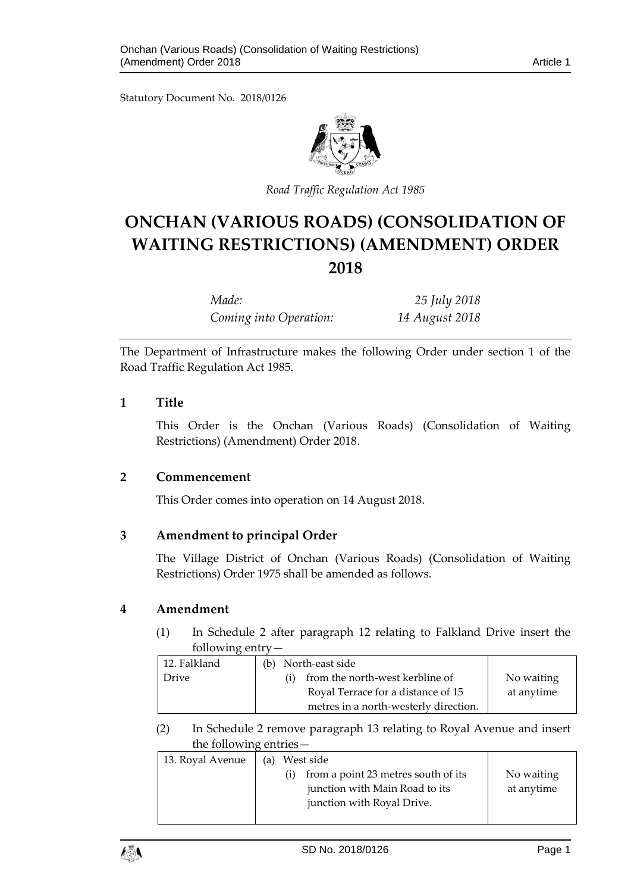Statutory Document No. 2018/0126

*Road Traffic Regulation Act 1985*

# ONCHAN (VARIOUS ROADS) (CONSOLIDATION OF WAITING RESTRICTIONS) (AMENDMENT) ORDER 2018

| | |
|---|---|
| *Made:* | *25 July 2018* |
| *Coming into Operation:* | *14 August 2018* |

The Department of Infrastructure makes the following Order under section 1 of the Road Traffic Regulation Act 1985.

## 1 Title

This Order is the Onchan (Various Roads) (Consolidation of Waiting Restrictions) (Amendment) Order 2018.

## 2 Commencement

This Order comes into operation on 14 August 2018.

## 3 Amendment to principal Order

The Village District of Onchan (Various Roads) (Consolidation of Waiting Restrictions) Order 1975 shall be amended as follows.

## 4 Amendment

(1) In Schedule 2 after paragraph 12 relating to Falkland Drive insert the following entry—

| | | |
|---|---|---|
| 12. Falkland Drive | (b) North-east side<br>(i) from the north-west kerbline of Royal Terrace for a distance of 15 metres in a north-westerly direction. | No waiting at anytime |

(2) In Schedule 2 remove paragraph 13 relating to Royal Avenue and insert the following entries—

| | | |
|---|---|---|
| 13. Royal Avenue | (a) West side<br>(i) from a point 23 metres south of its junction with Main Road to its junction with Royal Drive. | No waiting at anytime |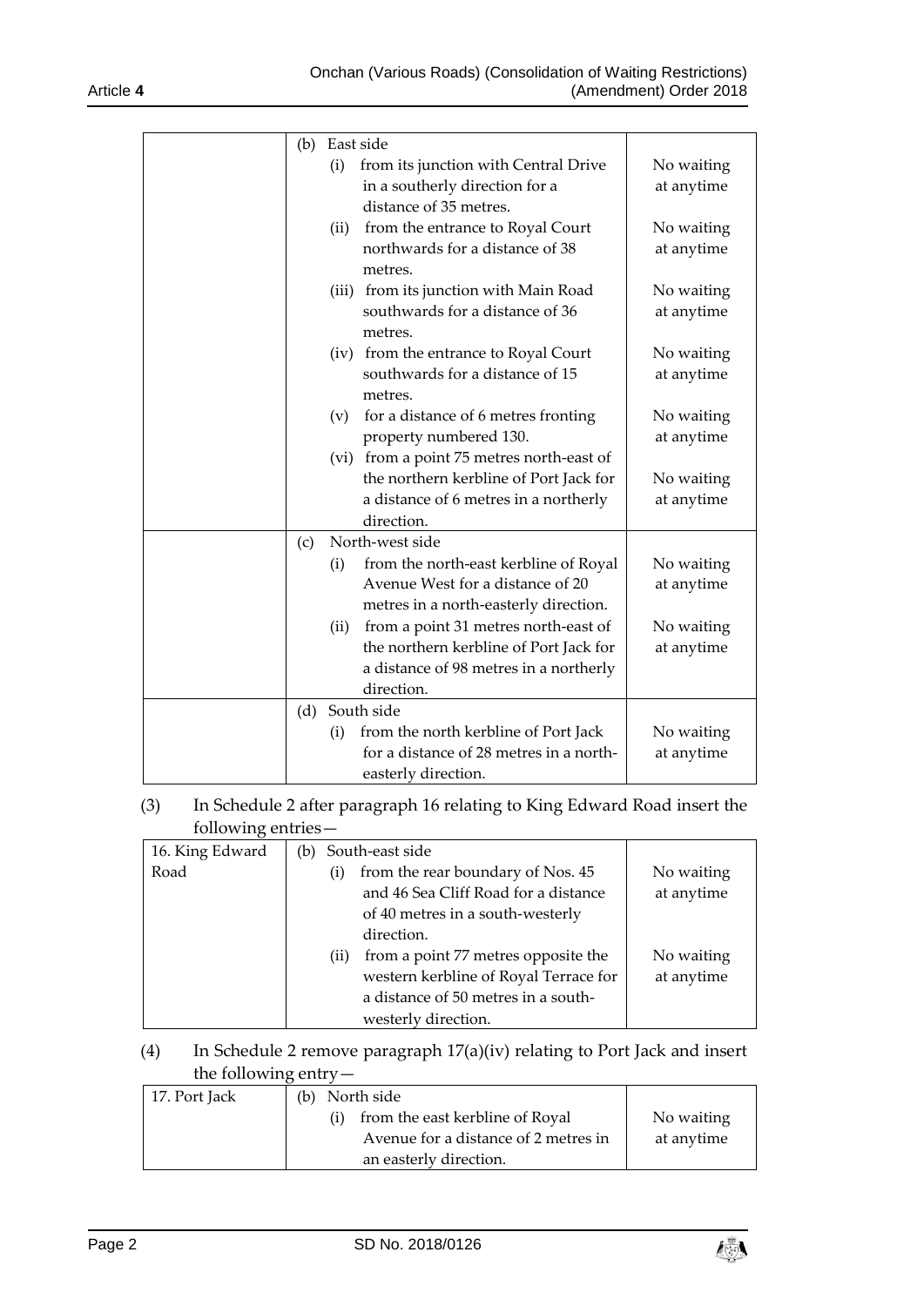| | | |
|---|---|---|
| | (b) East side | |
| | (i) from its junction with Central Drive in a southerly direction for a distance of 35 metres. | No waiting at anytime |
| | (ii) from the entrance to Royal Court northwards for a distance of 38 metres. | No waiting at anytime |
| | (iii) from its junction with Main Road southwards for a distance of 36 metres. | No waiting at anytime |
| | (iv) from the entrance to Royal Court southwards for a distance of 15 metres. | No waiting at anytime |
| | (v) for a distance of 6 metres fronting property numbered 130. | No waiting at anytime |
| | (vi) from a point 75 metres north-east of the northern kerbline of Port Jack for a distance of 6 metres in a northerly direction. | No waiting at anytime |
| | (c) North-west side | |
| | (i) from the north-east kerbline of Royal Avenue West for a distance of 20 metres in a north-easterly direction. | No waiting at anytime |
| | (ii) from a point 31 metres north-east of the northern kerbline of Port Jack for a distance of 98 metres in a northerly direction. | No waiting at anytime |
| | (d) South side | |
| | (i) from the north kerbline of Port Jack for a distance of 28 metres in a north-easterly direction. | No waiting at anytime |

(3) In Schedule 2 after paragraph 16 relating to King Edward Road insert the following entries—

| | | |
|---|---|---|
| 16. King Edward Road | (b) South-east side | |
| | (i) from the rear boundary of Nos. 45 and 46 Sea Cliff Road for a distance of 40 metres in a south-westerly direction. | No waiting at anytime |
| | (ii) from a point 77 metres opposite the western kerbline of Royal Terrace for a distance of 50 metres in a south-westerly direction. | No waiting at anytime |

(4) In Schedule 2 remove paragraph 17(a)(iv) relating to Port Jack and insert the following entry—

| | | |
|---|---|---|
| 17. Port Jack | (b) North side | |
| | (i) from the east kerbline of Royal Avenue for a distance of 2 metres in an easterly direction. | No waiting at anytime |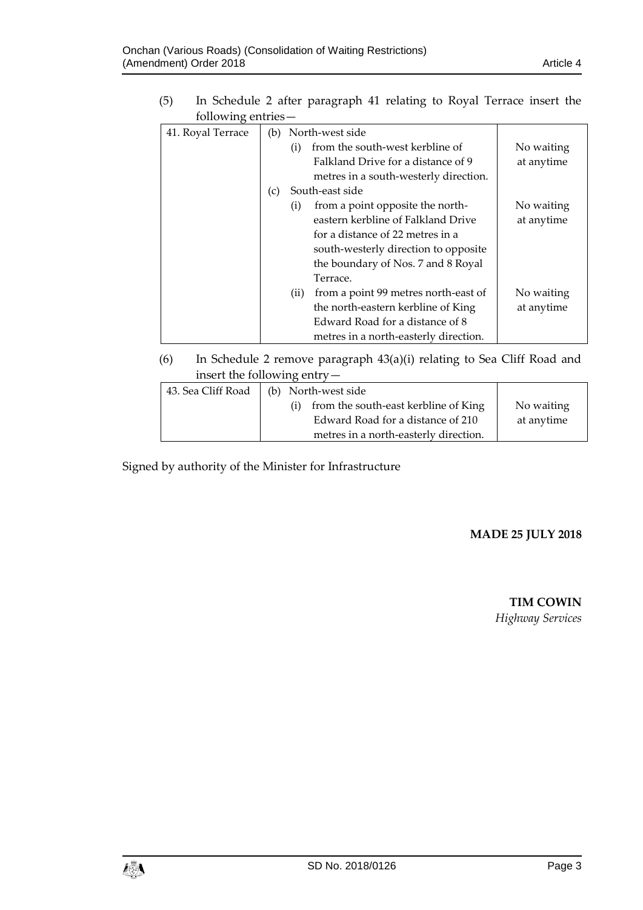(5) In Schedule 2 after paragraph 41 relating to Royal Terrace insert the following entries—

| | | |
|---|---|---|
| 41. Royal Terrace | (b) North-west side<br>(i) from the south-west kerbline of Falkland Drive for a distance of 9 metres in a south-westerly direction. | No waiting at anytime |
| | (c) South-east side<br>(i) from a point opposite the north-eastern kerbline of Falkland Drive for a distance of 22 metres in a south-westerly direction to opposite the boundary of Nos. 7 and 8 Royal Terrace. | No waiting at anytime |
| | (ii) from a point 99 metres north-east of the north-eastern kerbline of King Edward Road for a distance of 8 metres in a north-easterly direction. | No waiting at anytime |

(6) In Schedule 2 remove paragraph 43(a)(i) relating to Sea Cliff Road and insert the following entry—

| | | |
|---|---|---|
| 43. Sea Cliff Road | (b) North-west side<br>(i) from the south-east kerbline of King Edward Road for a distance of 210 metres in a north-easterly direction. | No waiting at anytime |

Signed by authority of the Minister for Infrastructure

**MADE 25 JULY 2018**

**TIM COWIN**
*Highway Services*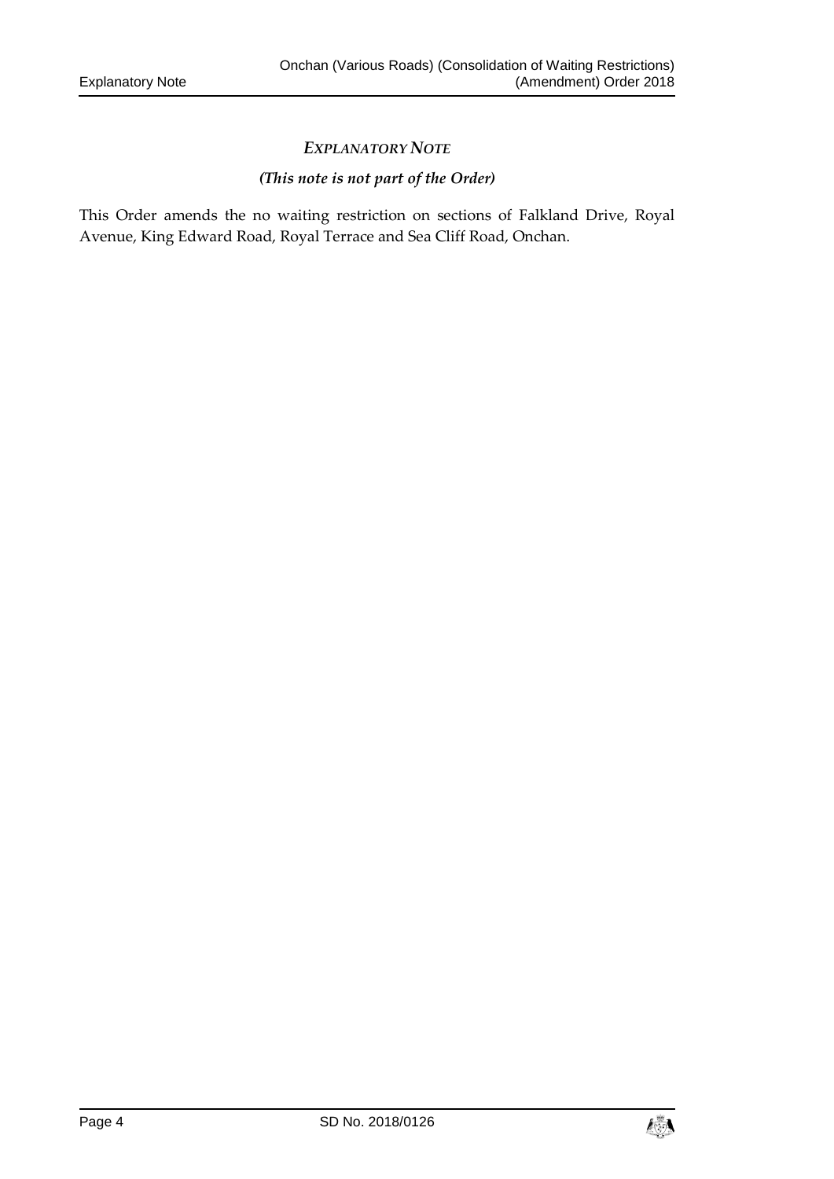## *EXPLANATORY NOTE*

***(This note is not part of the Order)***

This Order amends the no waiting restriction on sections of Falkland Drive, Royal Avenue, King Edward Road, Royal Terrace and Sea Cliff Road, Onchan.